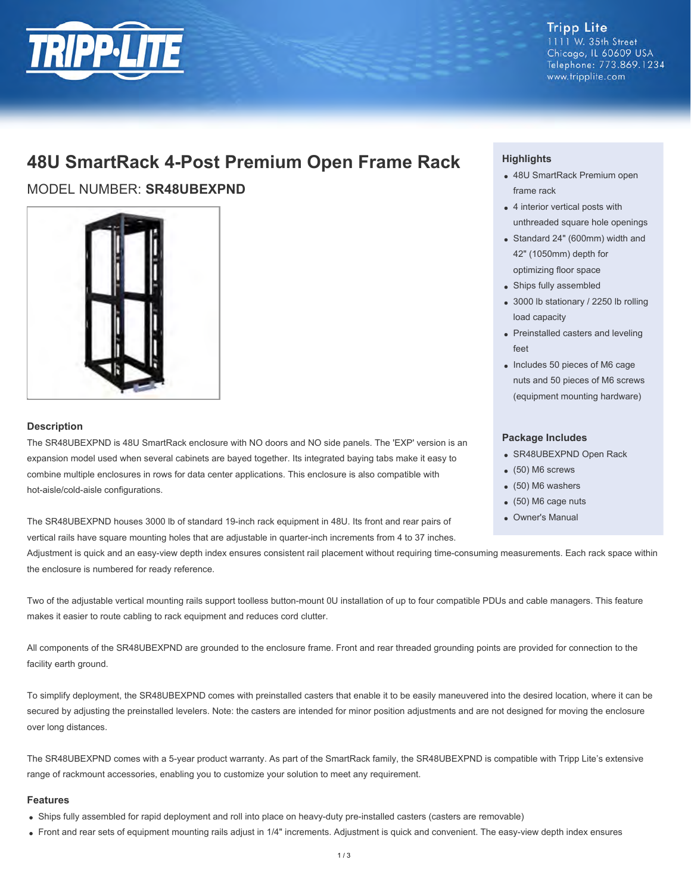Tripp Lite
1111 W. 35th Street
Chicago, IL 60609 USA
Telephone: 773.869.1234
www.tripplite.com

# 48U SmartRack 4-Post Premium Open Frame Rack

## MODEL NUMBER: **SR48UBEXPND**

### Highlights

- 48U SmartRack Premium open frame rack
- 4 interior vertical posts with unthreaded square hole openings
- Standard 24" (600mm) width and 42" (1050mm) depth for optimizing floor space
- Ships fully assembled
- 3000 lb stationary / 2250 lb rolling load capacity
- Preinstalled casters and leveling feet
- Includes 50 pieces of M6 cage nuts and 50 pieces of M6 screws (equipment mounting hardware)

### Package Includes

- SR48UBEXPND Open Rack
- (50) M6 screws
- (50) M6 washers
- (50) M6 cage nuts
- Owner's Manual

### Description

The SR48UBEXPND is 48U SmartRack enclosure with NO doors and NO side panels. The 'EXP' version is an expansion model used when several cabinets are bayed together. Its integrated baying tabs make it easy to combine multiple enclosures in rows for data center applications. This enclosure is also compatible with hot-aisle/cold-aisle configurations.

The SR48UBEXPND houses 3000 lb of standard 19-inch rack equipment in 48U. Its front and rear pairs of vertical rails have square mounting holes that are adjustable in quarter-inch increments from 4 to 37 inches. Adjustment is quick and an easy-view depth index ensures consistent rail placement without requiring time-consuming measurements. Each rack space within the enclosure is numbered for ready reference.

Two of the adjustable vertical mounting rails support toolless button-mount 0U installation of up to four compatible PDUs and cable managers. This feature makes it easier to route cabling to rack equipment and reduces cord clutter.

All components of the SR48UBEXPND are grounded to the enclosure frame. Front and rear threaded grounding points are provided for connection to the facility earth ground.

To simplify deployment, the SR48UBEXPND comes with preinstalled casters that enable it to be easily maneuvered into the desired location, where it can be secured by adjusting the preinstalled levelers. Note: the casters are intended for minor position adjustments and are not designed for moving the enclosure over long distances.

The SR48UBEXPND comes with a 5-year product warranty. As part of the SmartRack family, the SR48UBEXPND is compatible with Tripp Lite's extensive range of rackmount accessories, enabling you to customize your solution to meet any requirement.

### Features

- Ships fully assembled for rapid deployment and roll into place on heavy-duty pre-installed casters (casters are removable)
- Front and rear sets of equipment mounting rails adjust in 1/4" increments. Adjustment is quick and convenient. The easy-view depth index ensures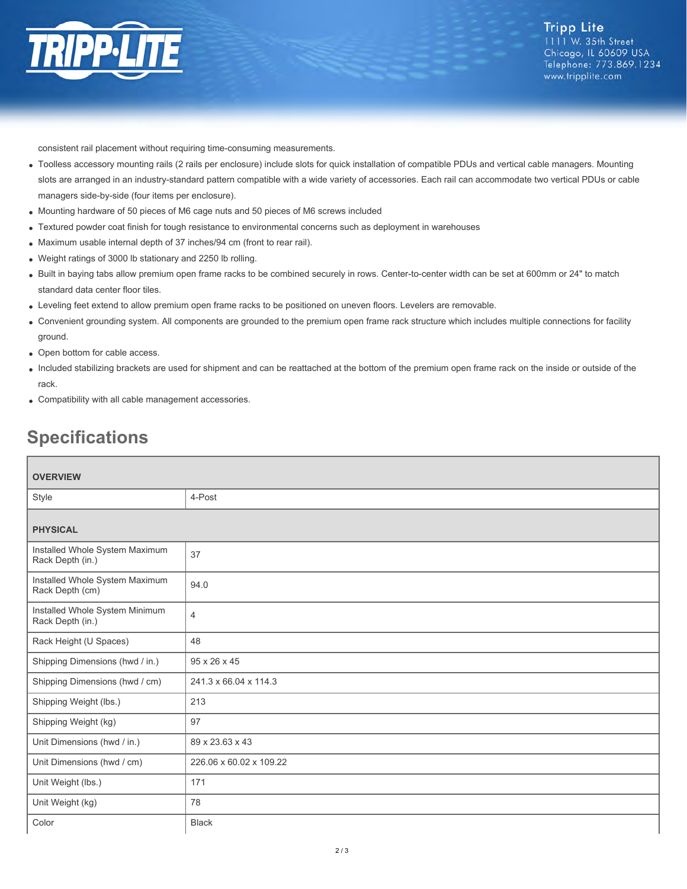consistent rail placement without requiring time-consuming measurements.

- Toolless accessory mounting rails (2 rails per enclosure) include slots for quick installation of compatible PDUs and vertical cable managers. Mounting slots are arranged in an industry-standard pattern compatible with a wide variety of accessories. Each rail can accommodate two vertical PDUs or cable managers side-by-side (four items per enclosure).
- Mounting hardware of 50 pieces of M6 cage nuts and 50 pieces of M6 screws included
- Textured powder coat finish for tough resistance to environmental concerns such as deployment in warehouses
- Maximum usable internal depth of 37 inches/94 cm (front to rear rail).
- Weight ratings of 3000 lb stationary and 2250 lb rolling.
- Built in baying tabs allow premium open frame racks to be combined securely in rows. Center-to-center width can be set at 600mm or 24" to match standard data center floor tiles.
- Leveling feet extend to allow premium open frame racks to be positioned on uneven floors. Levelers are removable.
- Convenient grounding system. All components are grounded to the premium open frame rack structure which includes multiple connections for facility ground.
- Open bottom for cable access.
- Included stabilizing brackets are used for shipment and can be reattached at the bottom of the premium open frame rack on the inside or outside of the rack.
- Compatibility with all cable management accessories.

## Specifications

| **OVERVIEW** | |
|---|---|
| Style | 4-Post |
| **PHYSICAL** | |
| Installed Whole System Maximum Rack Depth (in.) | 37 |
| Installed Whole System Maximum Rack Depth (cm) | 94.0 |
| Installed Whole System Minimum Rack Depth (in.) | 4 |
| Rack Height (U Spaces) | 48 |
| Shipping Dimensions (hwd / in.) | 95 x 26 x 45 |
| Shipping Dimensions (hwd / cm) | 241.3 x 66.04 x 114.3 |
| Shipping Weight (lbs.) | 213 |
| Shipping Weight (kg) | 97 |
| Unit Dimensions (hwd / in.) | 89 x 23.63 x 43 |
| Unit Dimensions (hwd / cm) | 226.06 x 60.02 x 109.22 |
| Unit Weight (lbs.) | 171 |
| Unit Weight (kg) | 78 |
| Color | Black |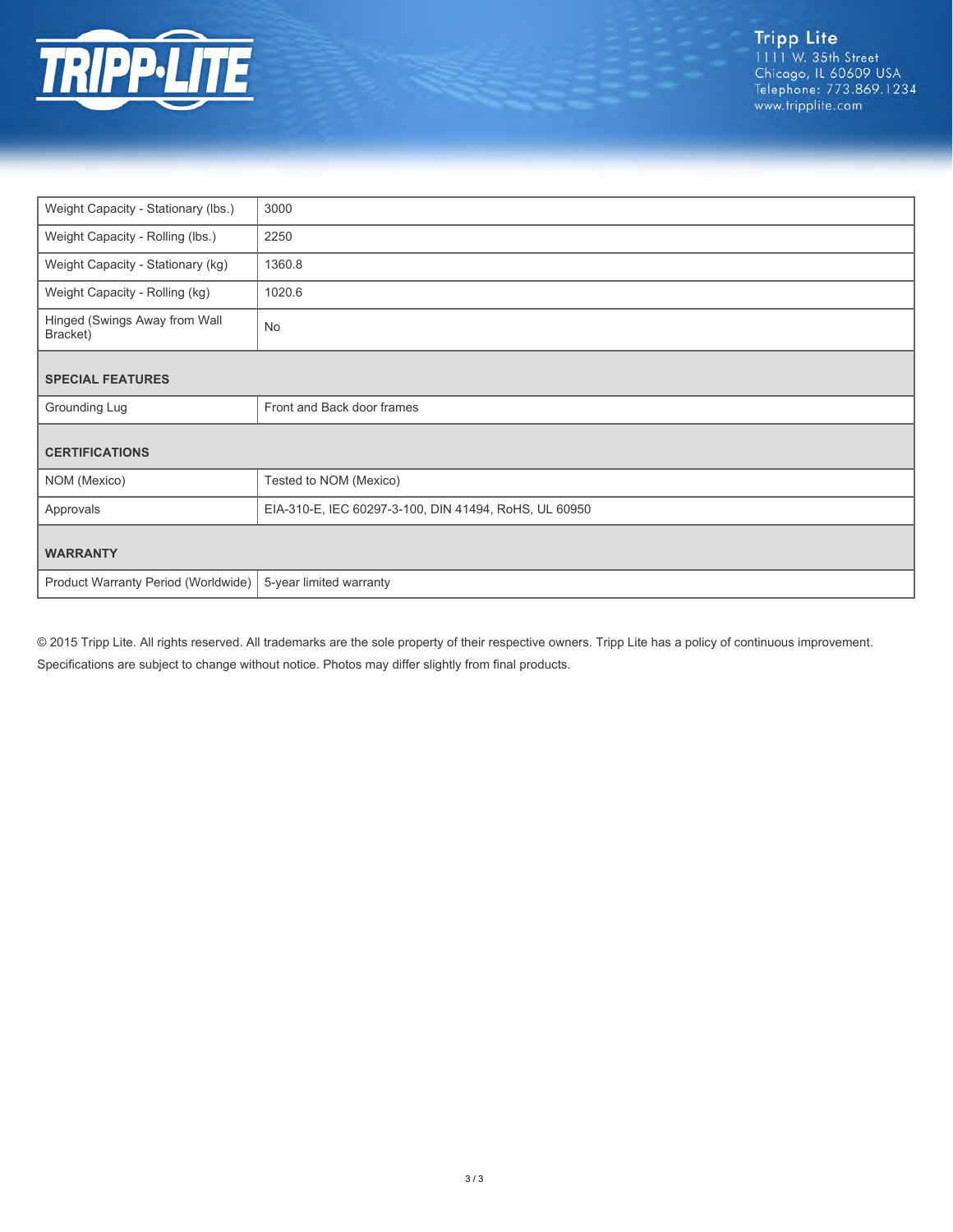| | |
|---|---|
| Weight Capacity - Stationary (lbs.) | 3000 |
| Weight Capacity - Rolling (lbs.) | 2250 |
| Weight Capacity - Stationary (kg) | 1360.8 |
| Weight Capacity - Rolling (kg) | 1020.6 |
| Hinged (Swings Away from Wall Bracket) | No |
| **SPECIAL FEATURES** | |
| Grounding Lug | Front and Back door frames |
| **CERTIFICATIONS** | |
| NOM (Mexico) | Tested to NOM (Mexico) |
| Approvals | EIA-310-E, IEC 60297-3-100, DIN 41494, RoHS, UL 60950 |
| **WARRANTY** | |
| Product Warranty Period (Worldwide) | 5-year limited warranty |

© 2015 Tripp Lite. All rights reserved. All trademarks are the sole property of their respective owners. Tripp Lite has a policy of continuous improvement. Specifications are subject to change without notice. Photos may differ slightly from final products.